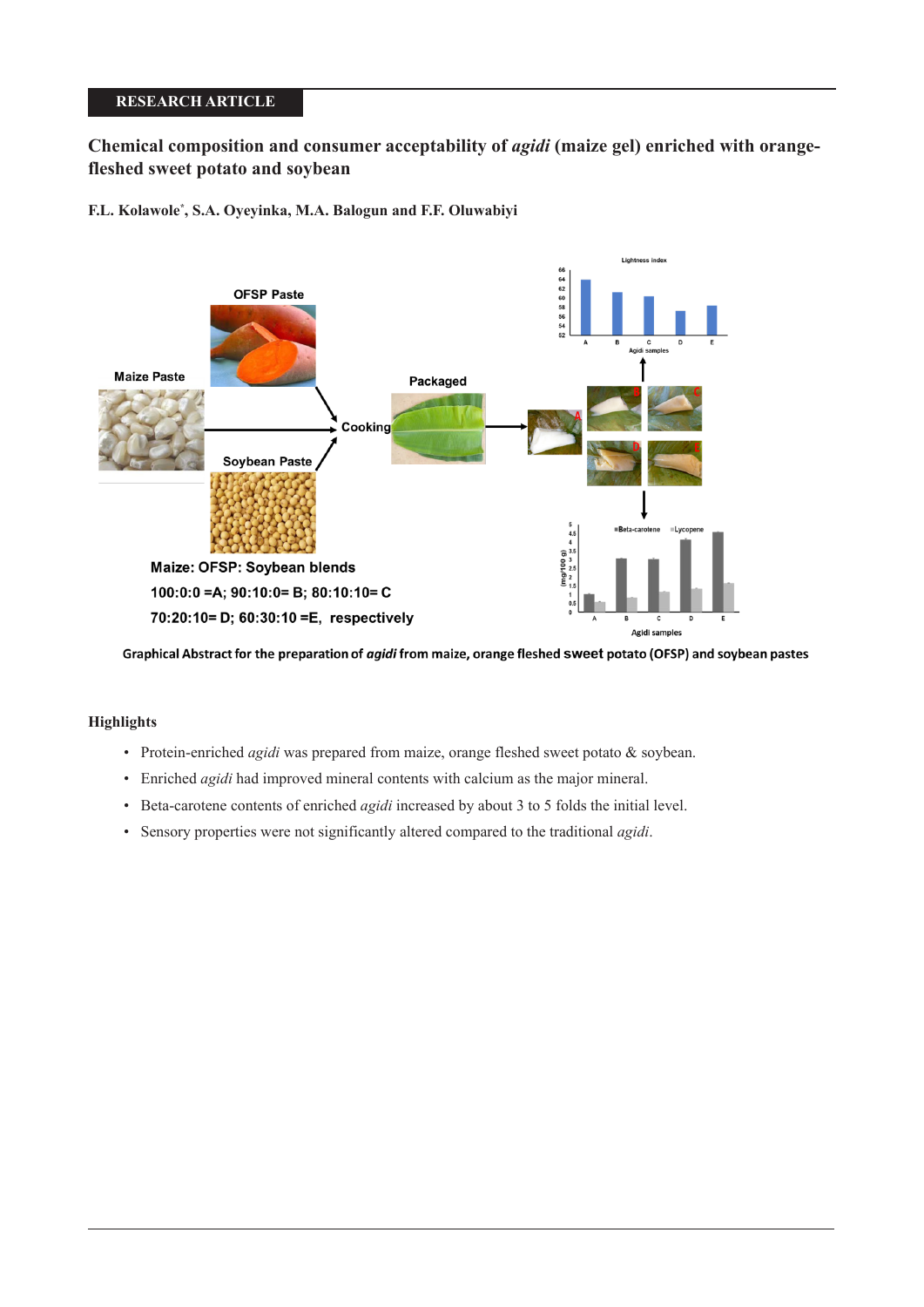RESEARCH ARTICLE

# Chemical composition and consumer acceptability of *agidi* (maize gel) enriched with orange-fleshed sweet potato and soybean

**F.L. Kolawole*, S.A. Oyeyinka, M.A. Balogun and F.F. Oluwabiyi**

Maize: OFSP: Soybean blends

100:0:0 =A; 90:10:0= B; 80:10:10= C

70:20:10= D; 60:30:10 =E, respectively

Graphical Abstract for the preparation of *agidi* from maize, orange fleshed sweet potato (OFSP) and soybean pastes

## Highlights

- Protein-enriched *agidi* was prepared from maize, orange fleshed sweet potato & soybean.
- Enriched *agidi* had improved mineral contents with calcium as the major mineral.
- Beta-carotene contents of enriched *agidi* increased by about 3 to 5 folds the initial level.
- Sensory properties were not significantly altered compared to the traditional *agidi*.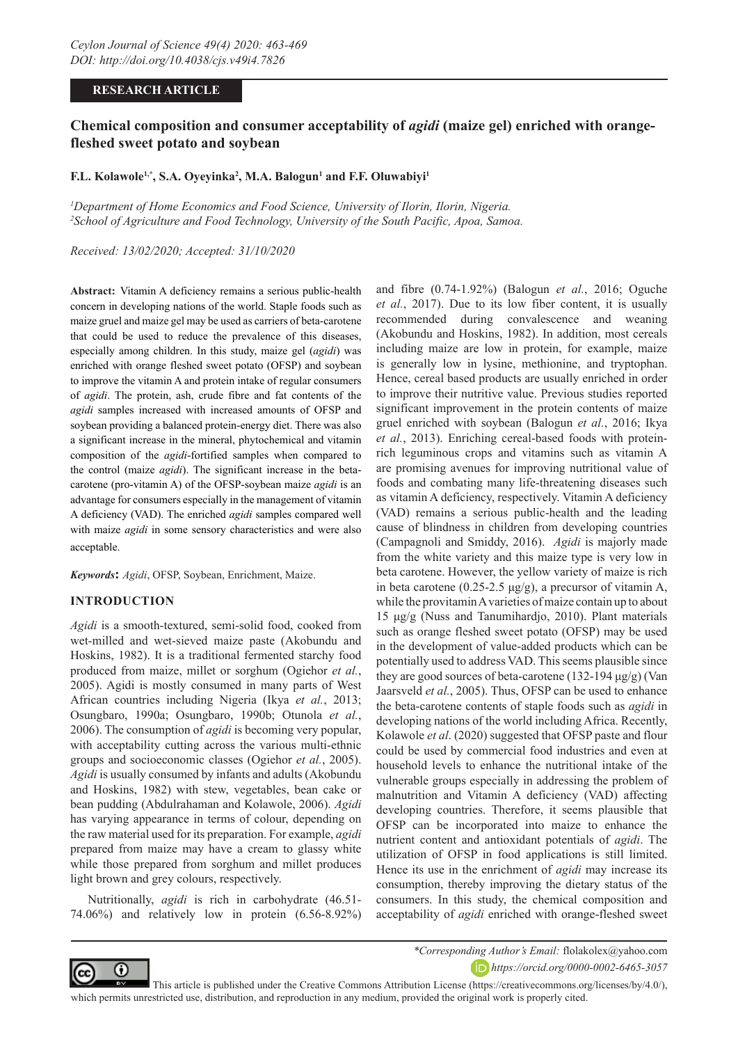# Chemical composition and consumer acceptability of *agidi* (maize gel) enriched with orange-fleshed sweet potato and soybean

**F.L. Kolawole[1,*], S.A. Oyeyinka[2], M.A. Balogun[1] and F.F. Oluwabiyi[1]**

[1]*Department of Home Economics and Food Science, University of Ilorin, Ilorin, Nigeria.*
[2]*School of Agriculture and Food Technology, University of the South Pacific, Apoa, Samoa.*

*Received: 13/02/2020; Accepted: 31/10/2020*

**Abstract:** Vitamin A deficiency remains a serious public-health concern in developing nations of the world. Staple foods such as maize gruel and maize gel may be used as carriers of beta-carotene that could be used to reduce the prevalence of this diseases, especially among children. In this study, maize gel (*agidi*) was enriched with orange fleshed sweet potato (OFSP) and soybean to improve the vitamin A and protein intake of regular consumers of *agidi*. The protein, ash, crude fibre and fat contents of the *agidi* samples increased with increased amounts of OFSP and soybean providing a balanced protein-energy diet. There was also a significant increase in the mineral, phytochemical and vitamin composition of the *agidi*-fortified samples when compared to the control (maize *agidi*). The significant increase in the beta-carotene (pro-vitamin A) of the OFSP-soybean maize *agidi* is an advantage for consumers especially in the management of vitamin A deficiency (VAD). The enriched *agidi* samples compared well with maize *agidi* in some sensory characteristics and were also acceptable.

***Keywords*:** *Agidi*, OFSP, Soybean, Enrichment, Maize.

## INTRODUCTION

*Agidi* is a smooth-textured, semi-solid food, cooked from wet-milled and wet-sieved maize paste (Akobundu and Hoskins, 1982). It is a traditional fermented starchy food produced from maize, millet or sorghum (Ogiehor *et al.*, 2005). Agidi is mostly consumed in many parts of West African countries including Nigeria (Ikya *et al.*, 2013; Osungbaro, 1990a; Osungbaro, 1990b; Otunola *et al.*, 2006). The consumption of *agidi* is becoming very popular, with acceptability cutting across the various multi-ethnic groups and socioeconomic classes (Ogiehor *et al.*, 2005). *Agidi* is usually consumed by infants and adults (Akobundu and Hoskins, 1982) with stew, vegetables, bean cake or bean pudding (Abdulrahaman and Kolawole, 2006). *Agidi* has varying appearance in terms of colour, depending on the raw material used for its preparation. For example, *agidi* prepared from maize may have a cream to glassy white while those prepared from sorghum and millet produces light brown and grey colours, respectively.

Nutritionally, *agidi* is rich in carbohydrate (46.51-74.06%) and relatively low in protein (6.56-8.92%) and fibre (0.74-1.92%) (Balogun *et al.*, 2016; Oguche *et al.*, 2017). Due to its low fiber content, it is usually recommended during convalescence and weaning (Akobundu and Hoskins, 1982). In addition, most cereals including maize are low in protein, for example, maize is generally low in lysine, methionine, and tryptophan. Hence, cereal based products are usually enriched in order to improve their nutritive value. Previous studies reported significant improvement in the protein contents of maize gruel enriched with soybean (Balogun *et al.*, 2016; Ikya *et al.*, 2013). Enriching cereal-based foods with protein-rich leguminous crops and vitamins such as vitamin A are promising avenues for improving nutritional value of foods and combating many life-threatening diseases such as vitamin A deficiency, respectively. Vitamin A deficiency (VAD) remains a serious public-health and the leading cause of blindness in children from developing countries (Campagnoli and Smiddy, 2016). *Agidi* is majorly made from the white variety and this maize type is very low in beta carotene. However, the yellow variety of maize is rich in beta carotene (0.25-2.5 µg/g), a precursor of vitamin A, while the provitamin A varieties of maize contain up to about 15 µg/g (Nuss and Tanumihardjo, 2010). Plant materials such as orange fleshed sweet potato (OFSP) may be used in the development of value-added products which can be potentially used to address VAD. This seems plausible since they are good sources of beta-carotene (132-194 µg/g) (Van Jaarsveld *et al.*, 2005). Thus, OFSP can be used to enhance the beta-carotene contents of staple foods such as *agidi* in developing nations of the world including Africa. Recently, Kolawole *et al*. (2020) suggested that OFSP paste and flour could be used by commercial food industries and even at household levels to enhance the nutritional intake of the vulnerable groups especially in addressing the problem of malnutrition and Vitamin A deficiency (VAD) affecting developing countries. Therefore, it seems plausible that OFSP can be incorporated into maize to enhance the nutrient content and antioxidant potentials of *agidi*. The utilization of OFSP in food applications is still limited. Hence its use in the enrichment of *agidi* may increase its consumption, thereby improving the dietary status of the consumers. In this study, the chemical composition and acceptability of *agidi* enriched with orange-fleshed sweet

*Corresponding Author's Email: flolakolex@yahoo.com
https://orcid.org/0000-0002-6465-3057

This article is published under the Creative Commons Attribution License (https://creativecommons.org/licenses/by/4.0/), which permits unrestricted use, distribution, and reproduction in any medium, provided the original work is properly cited.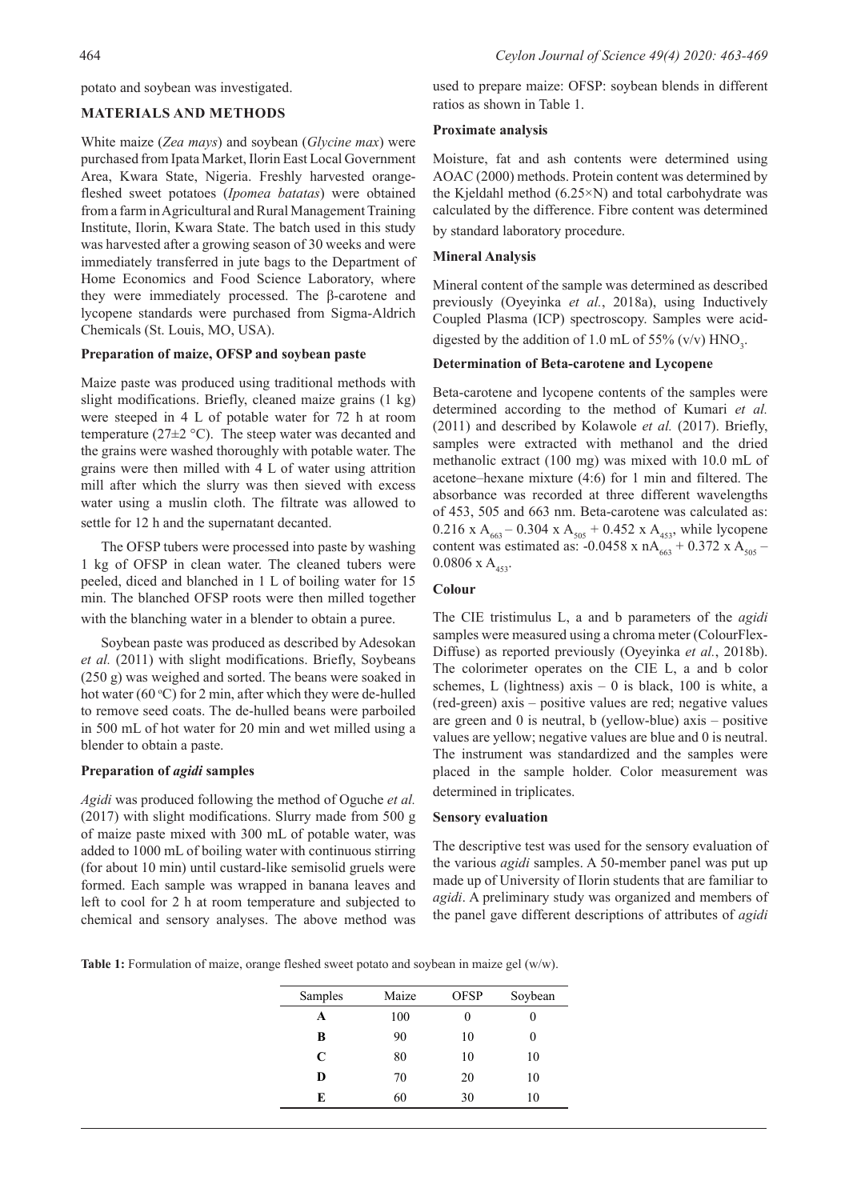potato and soybean was investigated.

## MATERIALS AND METHODS

White maize (*Zea mays*) and soybean (*Glycine max*) were purchased from Ipata Market, Ilorin East Local Government Area, Kwara State, Nigeria. Freshly harvested orange-fleshed sweet potatoes (*Ipomea batatas*) were obtained from a farm in Agricultural and Rural Management Training Institute, Ilorin, Kwara State. The batch used in this study was harvested after a growing season of 30 weeks and were immediately transferred in jute bags to the Department of Home Economics and Food Science Laboratory, where they were immediately processed. The β-carotene and lycopene standards were purchased from Sigma-Aldrich Chemicals (St. Louis, MO, USA).

### Preparation of maize, OFSP and soybean paste

Maize paste was produced using traditional methods with slight modifications. Briefly, cleaned maize grains (1 kg) were steeped in 4 L of potable water for 72 h at room temperature (27±2 °C). The steep water was decanted and the grains were washed thoroughly with potable water. The grains were then milled with 4 L of water using attrition mill after which the slurry was then sieved with excess water using a muslin cloth. The filtrate was allowed to settle for 12 h and the supernatant decanted.

The OFSP tubers were processed into paste by washing 1 kg of OFSP in clean water. The cleaned tubers were peeled, diced and blanched in 1 L of boiling water for 15 min. The blanched OFSP roots were then milled together with the blanching water in a blender to obtain a puree.

Soybean paste was produced as described by Adesokan *et al.* (2011) with slight modifications. Briefly, Soybeans (250 g) was weighed and sorted. The beans were soaked in hot water (60 °C) for 2 min, after which they were de-hulled to remove seed coats. The de-hulled beans were parboiled in 500 mL of hot water for 20 min and wet milled using a blender to obtain a paste.

### Preparation of *agidi* samples

*Agidi* was produced following the method of Oguche *et al.* (2017) with slight modifications. Slurry made from 500 g of maize paste mixed with 300 mL of potable water, was added to 1000 mL of boiling water with continuous stirring (for about 10 min) until custard-like semisolid gruels were formed. Each sample was wrapped in banana leaves and left to cool for 2 h at room temperature and subjected to chemical and sensory analyses. The above method was used to prepare maize: OFSP: soybean blends in different ratios as shown in Table 1.

### Proximate analysis

Moisture, fat and ash contents were determined using AOAC (2000) methods. Protein content was determined by the Kjeldahl method (6.25×N) and total carbohydrate was calculated by the difference. Fibre content was determined by standard laboratory procedure.

### Mineral Analysis

Mineral content of the sample was determined as described previously (Oyeyinka *et al.*, 2018a), using Inductively Coupled Plasma (ICP) spectroscopy. Samples were acid-digested by the addition of 1.0 mL of 55% (v/v) $HNO_3$.

### Determination of Beta-carotene and Lycopene

Beta-carotene and lycopene contents of the samples were determined according to the method of Kumari *et al.* (2011) and described by Kolawole *et al.* (2017). Briefly, samples were extracted with methanol and the dried methanolic extract (100 mg) was mixed with 10.0 mL of acetone–hexane mixture (4:6) for 1 min and filtered. The absorbance was recorded at three different wavelengths of 453, 505 and 663 nm. Beta-carotene was calculated as: $0.216 \times A_{663} - 0.304 \times A_{505} + 0.452 \times A_{453}$, while lycopene content was estimated as: $-0.0458 \times nA_{663} + 0.372 \times A_{505} - 0.0806 \times A_{453}$.

### Colour

The CIE tristimulus L, a and b parameters of the *agidi* samples were measured using a chroma meter (ColourFlex-Diffuse) as reported previously (Oyeyinka *et al.*, 2018b). The colorimeter operates on the CIE L, a and b color schemes, L (lightness) axis – 0 is black, 100 is white, a (red-green) axis – positive values are red; negative values are green and 0 is neutral, b (yellow-blue) axis – positive values are yellow; negative values are blue and 0 is neutral. The instrument was standardized and the samples were placed in the sample holder. Color measurement was determined in triplicates.

### Sensory evaluation

The descriptive test was used for the sensory evaluation of the various *agidi* samples. A 50-member panel was put up made up of University of Ilorin students that are familiar to *agidi*. A preliminary study was organized and members of the panel gave different descriptions of attributes of *agidi*

**Table 1:** Formulation of maize, orange fleshed sweet potato and soybean in maize gel (w/w).

| Samples | Maize | OFSP | Soybean |
|---|---|---|---|
| **A** | 100 | 0 | 0 |
| **B** | 90 | 10 | 0 |
| **C** | 80 | 10 | 10 |
| **D** | 70 | 20 | 10 |
| **E** | 60 | 30 | 10 |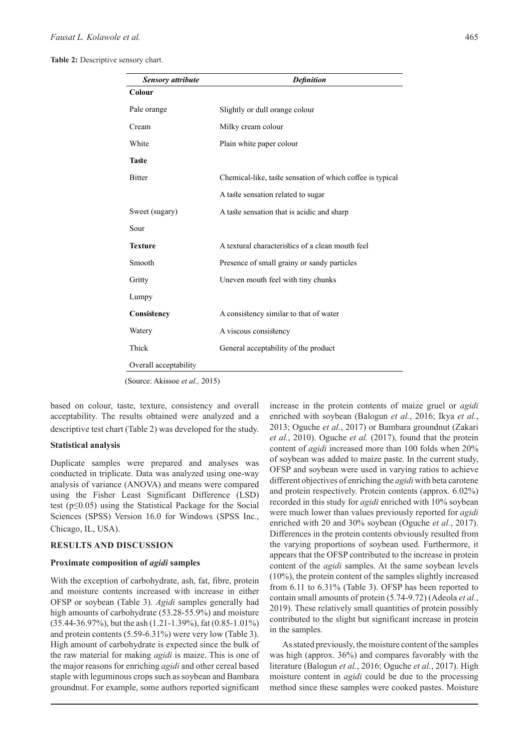**Table 2:** Descriptive sensory chart.

| *Sensory attribute* | *Definition* |
|---|---|
| **Colour** | |
| Pale orange | Slightly or dull orange colour |
| Cream | Milky cream colour |
| White | Plain white paper colour |
| **Taste** | |
| Bitter | Chemical-like, taste sensation of which coffee is typical |
| | A taste sensation related to sugar |
| Sweet (sugary) | A taste sensation that is acidic and sharp |
| Sour | |
| **Texture** | A textural characteristics of a clean mouth feel |
| Smooth | Presence of small grainy or sandy particles |
| Gritty | Uneven mouth feel with tiny chunks |
| Lumpy | |
| **Consistency** | A consistency similar to that of water |
| Watery | A viscous consistency |
| Thick | General acceptability of the product |
| Overall acceptability | |

(Source: Akissoe *et al.,* 2015)

based on colour, taste, texture, consistency and overall acceptability. The results obtained were analyzed and a descriptive test chart (Table 2) was developed for the study.

### Statistical analysis

Duplicate samples were prepared and analyses was conducted in triplicate. Data was analyzed using one-way analysis of variance (ANOVA) and means were compared using the Fisher Least Significant Difference (LSD) test ($p \leq 0.05$) using the Statistical Package for the Social Sciences (SPSS) Version 16.0 for Windows (SPSS Inc., Chicago, IL, USA).

## RESULTS AND DISCUSSION

### Proximate composition of *agidi* samples

With the exception of carbohydrate, ash, fat, fibre, protein and moisture contents increased with increase in either OFSP or soybean (Table 3). *Agidi* samples generally had high amounts of carbohydrate (53.28-55.9%) and moisture (35.44-36.97%), but the ash (1.21-1.39%), fat (0.85-1.01%) and protein contents (5.59-6.31%) were very low (Table 3). High amount of carbohydrate is expected since the bulk of the raw material for making *agidi* is maize. This is one of the major reasons for enriching *agidi* and other cereal based staple with leguminous crops such as soybean and Bambara groundnut. For example, some authors reported significant increase in the protein contents of maize gruel or *agidi* enriched with soybean (Balogun *et al.*, 2016; Ikya *et al.*, 2013; Oguche *et al.*, 2017) or Bambara groundnut (Zakari *et al.*, 2010). Oguche *et al.* (2017), found that the protein content of *agidi* increased more than 100 folds when 20% of soybean was added to maize paste. In the current study, OFSP and soybean were used in varying ratios to achieve different objectives of enriching the *agidi* with beta carotene and protein respectively. Protein contents (approx. 6.02%) recorded in this study for *agidi* enriched with 10% soybean were much lower than values previously reported for *agidi* enriched with 20 and 30% soybean (Oguche *et al.*, 2017). Differences in the protein contents obviously resulted from the varying proportions of soybean used. Furthermore, it appears that the OFSP contributed to the increase in protein content of the *agidi* samples. At the same soybean levels (10%), the protein content of the samples slightly increased from 6.11 to 6.31% (Table 3). OFSP has been reported to contain small amounts of protein (5.74-9.72) (Adeola *et al.*, 2019). These relatively small quantities of protein possibly contributed to the slight but significant increase in protein in the samples.

As stated previously, the moisture content of the samples was high (approx. 36%) and compares favorably with the literature (Balogun *et al.*, 2016; Oguche *et al.*, 2017). High moisture content in *agidi* could be due to the processing method since these samples were cooked pastes. Moisture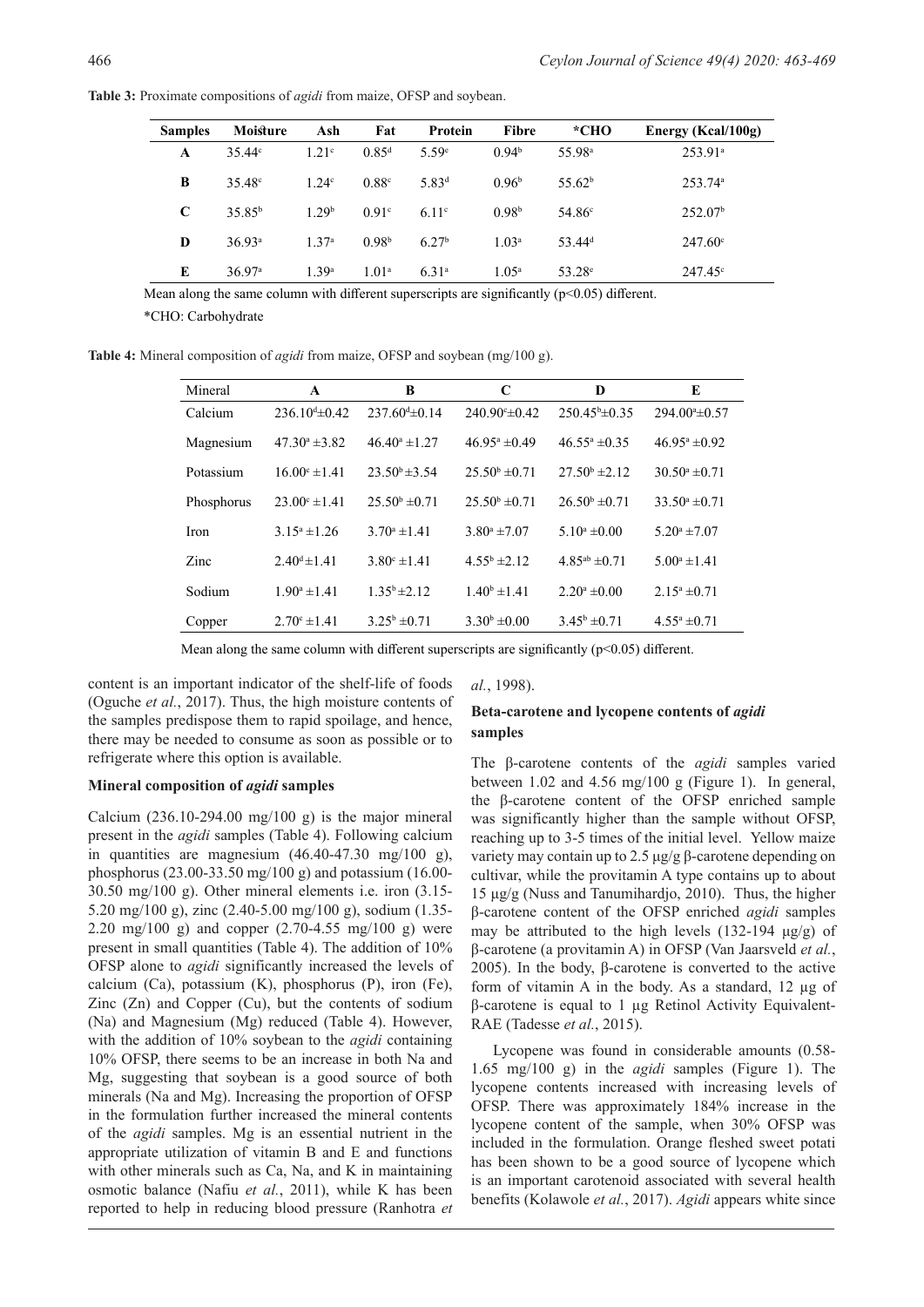**Table 3:** Proximate compositions of *agidi* from maize, OFSP and soybean.

| Samples | Moisture | Ash | Fat | Protein | Fibre | *CHO | Energy (Kcal/100g) |
|---|---|---|---|---|---|---|---|
| **A** | $35.44^c$ | $1.21^c$ | $0.85^d$ | $5.59^e$ | $0.94^b$ | $55.98^a$ | $253.91^a$ |
| **B** | $35.48^c$ | $1.24^c$ | $0.88^c$ | $5.83^d$ | $0.96^b$ | $55.62^b$ | $253.74^a$ |
| **C** | $35.85^b$ | $1.29^b$ | $0.91^c$ | $6.11^c$ | $0.98^b$ | $54.86^c$ | $252.07^b$ |
| **D** | $36.93^a$ | $1.37^a$ | $0.98^b$ | $6.27^b$ | $1.03^a$ | $53.44^d$ | $247.60^c$ |
| **E** | $36.97^a$ | $1.39^a$ | $1.01^a$ | $6.31^a$ | $1.05^a$ | $53.28^e$ | $247.45^c$ |

Mean along the same column with different superscripts are significantly ($p<0.05$) different.

*CHO: Carbohydrate

**Table 4:** Mineral composition of *agidi* from maize, OFSP and soybean (mg/100 g).

| Mineral | A | B | C | D | E |
|---|---|---|---|---|---|
| Calcium | $236.10^d \pm 0.42$ | $237.60^d \pm 0.14$ | $240.90^c \pm 0.42$ | $250.45^b \pm 0.35$ | $294.00^a \pm 0.57$ |
| Magnesium | $47.30^a \pm 3.82$ | $46.40^a \pm 1.27$ | $46.95^a \pm 0.49$ | $46.55^a \pm 0.35$ | $46.95^a \pm 0.92$ |
| Potassium | $16.00^c \pm 1.41$ | $23.50^b \pm 3.54$ | $25.50^b \pm 0.71$ | $27.50^b \pm 2.12$ | $30.50^a \pm 0.71$ |
| Phosphorus | $23.00^c \pm 1.41$ | $25.50^b \pm 0.71$ | $25.50^b \pm 0.71$ | $26.50^b \pm 0.71$ | $33.50^a \pm 0.71$ |
| Iron | $3.15^a \pm 1.26$ | $3.70^a \pm 1.41$ | $3.80^a \pm 7.07$ | $5.10^a \pm 0.00$ | $5.20^a \pm 7.07$ |
| Zinc | $2.40^d \pm 1.41$ | $3.80^c \pm 1.41$ | $4.55^b \pm 2.12$ | $4.85^{ab} \pm 0.71$ | $5.00^a \pm 1.41$ |
| Sodium | $1.90^a \pm 1.41$ | $1.35^b \pm 2.12$ | $1.40^b \pm 1.41$ | $2.20^a \pm 0.00$ | $2.15^a \pm 0.71$ |
| Copper | $2.70^c \pm 1.41$ | $3.25^b \pm 0.71$ | $3.30^b \pm 0.00$ | $3.45^b \pm 0.71$ | $4.55^a \pm 0.71$ |

Mean along the same column with different superscripts are significantly ($p<0.05$) different.

content is an important indicator of the shelf-life of foods (Oguche *et al.*, 2017). Thus, the high moisture contents of the samples predispose them to rapid spoilage, and hence, there may be needed to consume as soon as possible or to refrigerate where this option is available.

### Mineral composition of *agidi* samples

Calcium (236.10-294.00 mg/100 g) is the major mineral present in the *agidi* samples (Table 4). Following calcium in quantities are magnesium (46.40-47.30 mg/100 g), phosphorus (23.00-33.50 mg/100 g) and potassium (16.00-30.50 mg/100 g). Other mineral elements i.e. iron (3.15-5.20 mg/100 g), zinc (2.40-5.00 mg/100 g), sodium (1.35-2.20 mg/100 g) and copper (2.70-4.55 mg/100 g) were present in small quantities (Table 4). The addition of 10% OFSP alone to *agidi* significantly increased the levels of calcium (Ca), potassium (K), phosphorus (P), iron (Fe), Zinc (Zn) and Copper (Cu), but the contents of sodium (Na) and Magnesium (Mg) reduced (Table 4). However, with the addition of 10% soybean to the *agidi* containing 10% OFSP, there seems to be an increase in both Na and Mg, suggesting that soybean is a good source of both minerals (Na and Mg). Increasing the proportion of OFSP in the formulation further increased the mineral contents of the *agidi* samples. Mg is an essential nutrient in the appropriate utilization of vitamin B and E and functions with other minerals such as Ca, Na, and K in maintaining osmotic balance (Nafiu *et al.*, 2011), while K has been reported to help in reducing blood pressure (Ranhotra *et al.*, 1998).

### Beta-carotene and lycopene contents of *agidi* samples

The β-carotene contents of the *agidi* samples varied between 1.02 and 4.56 mg/100 g (Figure 1). In general, the β-carotene content of the OFSP enriched sample was significantly higher than the sample without OFSP, reaching up to 3-5 times of the initial level. Yellow maize variety may contain up to 2.5 µg/g β-carotene depending on cultivar, while the provitamin A type contains up to about 15 µg/g (Nuss and Tanumihardjo, 2010). Thus, the higher β-carotene content of the OFSP enriched *agidi* samples may be attributed to the high levels (132-194 µg/g) of β-carotene (a provitamin A) in OFSP (Van Jaarsveld *et al.*, 2005). In the body, β-carotene is converted to the active form of vitamin A in the body. As a standard, 12 µg of β-carotene is equal to 1 µg Retinol Activity Equivalent-RAE (Tadesse *et al.*, 2015).

Lycopene was found in considerable amounts (0.58-1.65 mg/100 g) in the *agidi* samples (Figure 1). The lycopene contents increased with increasing levels of OFSP. There was approximately 184% increase in the lycopene content of the sample, when 30% OFSP was included in the formulation. Orange fleshed sweet potati has been shown to be a good source of lycopene which is an important carotenoid associated with several health benefits (Kolawole *et al.*, 2017). *Agidi* appears white since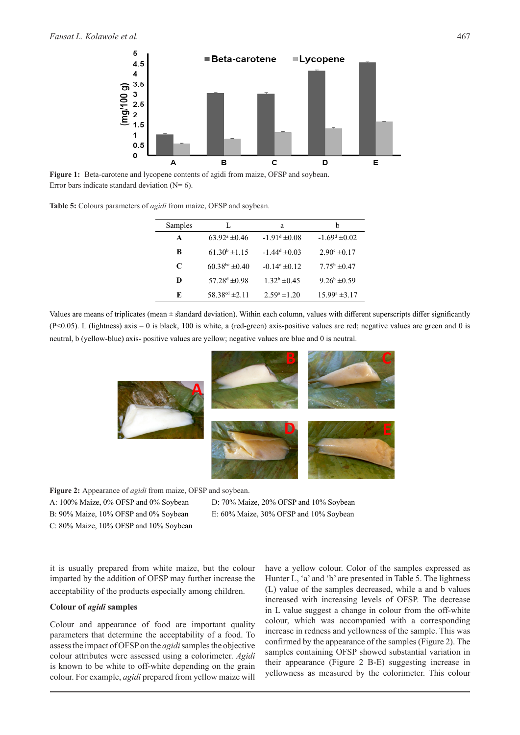**Figure 1:** Beta-carotene and lycopene contents of agidi from maize, OFSP and soybean. Error bars indicate standard deviation (N= 6).

**Table 5:** Colours parameters of *agidi* from maize, OFSP and soybean.

| Samples | L | a | b |
|---|---|---|---|
| **A** | 63.92$^{a}$ ±0.46 | -1.91$^{d}$ ±0.08 | -1.69$^{d}$ ±0.02 |
| **B** | 61.30$^{b}$ ±1.15 | -1.44$^{d}$ ±0.03 | 2.90$^{c}$ ±0.17 |
| **C** | 60.38$^{bc}$ ±0.40 | -0.14$^{c}$ ±0.12 | 7.75$^{b}$ ±0.47 |
| **D** | 57.28$^{d}$ ±0.98 | 1.32$^{b}$ ±0.45 | 9.26$^{b}$ ±0.59 |
| **E** | 58.38$^{cd}$ ±2.11 | 2.59$^{a}$ ±1.20 | 15.99$^{a}$ ±3.17 |

Values are means of triplicates (mean ± standard deviation). Within each column, values with different superscripts differ significantly (P<0.05). L (lightness) axis – 0 is black, 100 is white, a (red-green) axis-positive values are red; negative values are green and 0 is neutral, b (yellow-blue) axis- positive values are yellow; negative values are blue and 0 is neutral.

**Figure 2:** Appearance of *agidi* from maize, OFSP and soybean.

A: 100% Maize, 0% OFSP and 0% Soybean
B: 90% Maize, 10% OFSP and 0% Soybean
C: 80% Maize, 10% OFSP and 10% Soybean
D: 70% Maize, 20% OFSP and 10% Soybean
E: 60% Maize, 30% OFSP and 10% Soybean

it is usually prepared from white maize, but the colour imparted by the addition of OFSP may further increase the acceptability of the products especially among children.

### Colour of *agidi* samples

Colour and appearance of food are important quality parameters that determine the acceptability of a food. To assess the impact of OFSP on the *agidi* samples the objective colour attributes were assessed using a colorimeter. *Agidi* is known to be white to off-white depending on the grain colour. For example, *agidi* prepared from yellow maize will have a yellow colour. Color of the samples expressed as Hunter L, 'a' and 'b' are presented in Table 5. The lightness (L) value of the samples decreased, while a and b values increased with increasing levels of OFSP. The decrease in L value suggest a change in colour from the off-white colour, which was accompanied with a corresponding increase in redness and yellowness of the sample. This was confirmed by the appearance of the samples (Figure 2). The samples containing OFSP showed substantial variation in their appearance (Figure 2 B-E) suggesting increase in yellowness as measured by the colorimeter. This colour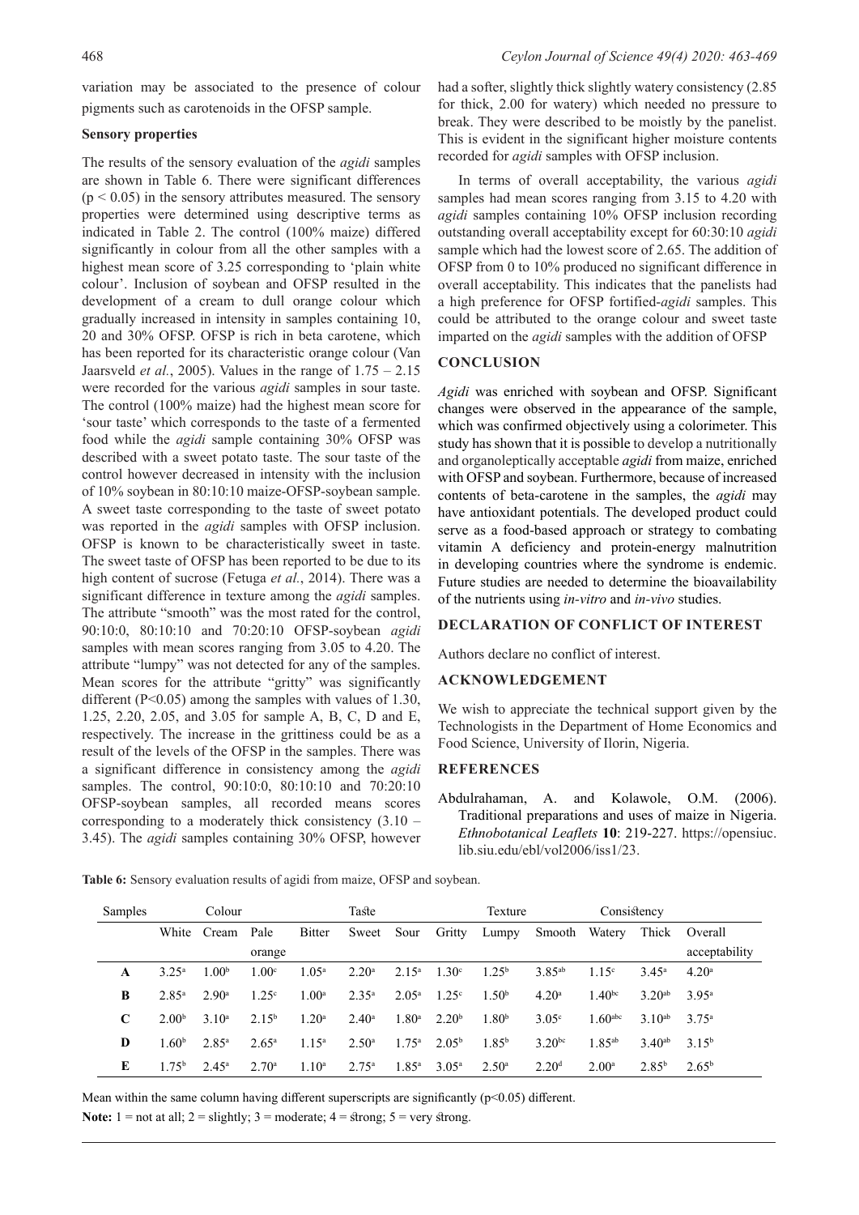variation may be associated to the presence of colour pigments such as carotenoids in the OFSP sample.

**Sensory properties**

The results of the sensory evaluation of the *agidi* samples are shown in Table 6. There were significant differences ($p < 0.05$) in the sensory attributes measured. The sensory properties were determined using descriptive terms as indicated in Table 2. The control (100% maize) differed significantly in colour from all the other samples with a highest mean score of 3.25 corresponding to 'plain white colour'. Inclusion of soybean and OFSP resulted in the development of a cream to dull orange colour which gradually increased in intensity in samples containing 10, 20 and 30% OFSP. OFSP is rich in beta carotene, which has been reported for its characteristic orange colour (Van Jaarsveld *et al.*, 2005). Values in the range of 1.75 – 2.15 were recorded for the various *agidi* samples in sour taste. The control (100% maize) had the highest mean score for 'sour taste' which corresponds to the taste of a fermented food while the *agidi* sample containing 30% OFSP was described with a sweet potato taste. The sour taste of the control however decreased in intensity with the inclusion of 10% soybean in 80:10:10 maize-OFSP-soybean sample. A sweet taste corresponding to the taste of sweet potato was reported in the *agidi* samples with OFSP inclusion. OFSP is known to be characteristically sweet in taste. The sweet taste of OFSP has been reported to be due to its high content of sucrose (Fetuga *et al.*, 2014). There was a significant difference in texture among the *agidi* samples. The attribute "smooth" was the most rated for the control, 90:10:0, 80:10:10 and 70:20:10 OFSP-soybean *agidi* samples with mean scores ranging from 3.05 to 4.20. The attribute "lumpy" was not detected for any of the samples. Mean scores for the attribute "gritty" was significantly different ($P<0.05$) among the samples with values of 1.30, 1.25, 2.20, 2.05, and 3.05 for sample A, B, C, D and E, respectively. The increase in the grittiness could be as a result of the levels of the OFSP in the samples. There was a significant difference in consistency among the *agidi* samples. The control, 90:10:0, 80:10:10 and 70:20:10 OFSP-soybean samples, all recorded means scores corresponding to a moderately thick consistency (3.10 – 3.45). The *agidi* samples containing 30% OFSP, however had a softer, slightly thick slightly watery consistency (2.85 for thick, 2.00 for watery) which needed no pressure to break. They were described to be moistly by the panelist. This is evident in the significant higher moisture contents recorded for *agidi* samples with OFSP inclusion.

In terms of overall acceptability, the various *agidi* samples had mean scores ranging from 3.15 to 4.20 with *agidi* samples containing 10% OFSP inclusion recording outstanding overall acceptability except for 60:30:10 *agidi* sample which had the lowest score of 2.65. The addition of OFSP from 0 to 10% produced no significant difference in overall acceptability. This indicates that the panelists had a high preference for OFSP fortified-*agidi* samples. This could be attributed to the orange colour and sweet taste imparted on the *agidi* samples with the addition of OFSP

## CONCLUSION

*Agidi* was enriched with soybean and OFSP. Significant changes were observed in the appearance of the sample, which was confirmed objectively using a colorimeter. This study has shown that it is possible to develop a nutritionally and organoleptically acceptable *agidi* from maize, enriched with OFSP and soybean. Furthermore, because of increased contents of beta-carotene in the samples, the *agidi* may have antioxidant potentials. The developed product could serve as a food-based approach or strategy to combating vitamin A deficiency and protein-energy malnutrition in developing countries where the syndrome is endemic. Future studies are needed to determine the bioavailability of the nutrients using *in-vitro* and *in-vivo* studies.

## DECLARATION OF CONFLICT OF INTEREST

Authors declare no conflict of interest.

## ACKNOWLEDGEMENT

We wish to appreciate the technical support given by the Technologists in the Department of Home Economics and Food Science, University of Ilorin, Nigeria.

## REFERENCES

Abdulrahaman, A. and Kolawole, O.M. (2006). Traditional preparations and uses of maize in Nigeria. *Ethnobotanical Leaflets* **10**: 219-227. https://opensiuc.lib.siu.edu/ebl/vol2006/iss1/23.

**Table 6:** Sensory evaluation results of agidi from maize, OFSP and soybean.

| Samples | Colour | | | Taste | | | Texture | | | Consistency | | |
|---|---|---|---|---|---|---|---|---|---|---|---|---|
| | White | Cream | Pale orange | Bitter | Sweet | Sour | Gritty | Lumpy | Smooth | Watery | Thick | Overall acceptability |
| **A** | $3.25^{a}$ | $1.00^{b}$ | $1.00^{c}$ | $1.05^{a}$ | $2.20^{a}$ | $2.15^{a}$ | $1.30^{c}$ | $1.25^{b}$ | $3.85^{ab}$ | $1.15^{c}$ | $3.45^{a}$ | $4.20^{a}$ |
| **B** | $2.85^{a}$ | $2.90^{a}$ | $1.25^{c}$ | $1.00^{a}$ | $2.35^{a}$ | $2.05^{a}$ | $1.25^{c}$ | $1.50^{b}$ | $4.20^{a}$ | $1.40^{bc}$ | $3.20^{ab}$ | $3.95^{a}$ |
| **C** | $2.00^{b}$ | $3.10^{a}$ | $2.15^{b}$ | $1.20^{a}$ | $2.40^{a}$ | $1.80^{a}$ | $2.20^{b}$ | $1.80^{b}$ | $3.05^{c}$ | $1.60^{abc}$ | $3.10^{ab}$ | $3.75^{a}$ |
| **D** | $1.60^{b}$ | $2.85^{a}$ | $2.65^{a}$ | $1.15^{a}$ | $2.50^{a}$ | $1.75^{a}$ | $2.05^{b}$ | $1.85^{b}$ | $3.20^{bc}$ | $1.85^{ab}$ | $3.40^{ab}$ | $3.15^{b}$ |
| **E** | $1.75^{b}$ | $2.45^{a}$ | $2.70^{a}$ | $1.10^{a}$ | $2.75^{a}$ | $1.85^{a}$ | $3.05^{a}$ | $2.50^{a}$ | $2.20^{d}$ | $2.00^{a}$ | $2.85^{b}$ | $2.65^{b}$ |

Mean within the same column having different superscripts are significantly ($p<0.05$) different.

**Note:** 1 = not at all; 2 = slightly; 3 = moderate; 4 = strong; 5 = very strong.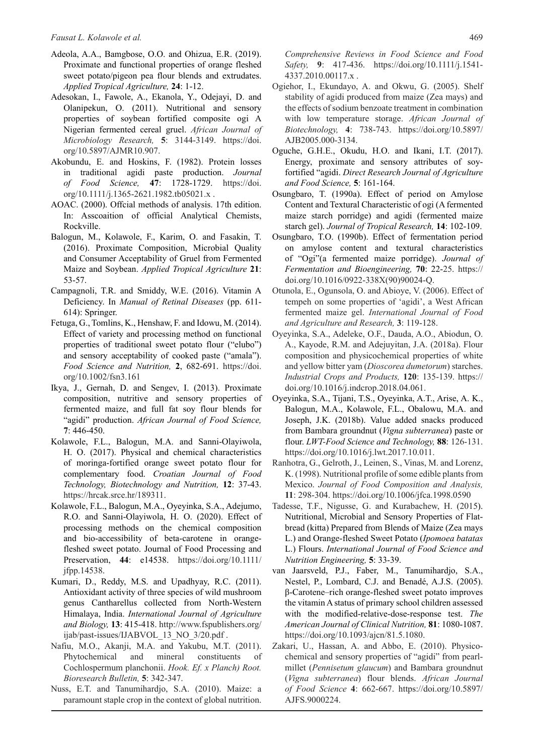Adeola, A.A., Bamgbose, O.O. and Ohizua, E.R. (2019). Proximate and functional properties of orange fleshed sweet potato/pigeon pea flour blends and extrudates. *Applied Tropical Agriculture,* **24**: 1-12.

Adesokan, I., Fawole, A., Ekanola, Y., Odejayi, D. and Olanipekun, O. (2011). Nutritional and sensory properties of soybean fortified composite ogi A Nigerian fermented cereal gruel. *African Journal of Microbiology Research,* **5**: 3144-3149. https://doi.org/10.5897/AJMR10.907.

Akobundu, E. and Hoskins, F. (1982). Protein losses in traditional agidi paste production. *Journal of Food Science,* **47**: 1728-1729. https://doi.org/10.1111/j.1365-2621.1982.tb05021.x .

AOAC. (2000). Offcial methods of analysis. 17th edition. In: Asscoaition of official Analytical Chemists, Rockville.

Balogun, M., Kolawole, F., Karim, O. and Fasakin, T. (2016). Proximate Composition, Microbial Quality and Consumer Acceptability of Gruel from Fermented Maize and Soybean. *Applied Tropical Agriculture* **21**: 53-57.

Campagnoli, T.R. and Smiddy, W.E. (2016). Vitamin A Deficiency. In *Manual of Retinal Diseases* (pp. 611-614): Springer.

Fetuga, G., Tomlins, K., Henshaw, F. and Idowu, M. (2014). Effect of variety and processing method on functional properties of traditional sweet potato flour ("elubo") and sensory acceptability of cooked paste ("amala"). *Food Science and Nutrition,* **2**, 682-691. https://doi.org/10.1002/fsn3.161

Ikya, J., Gernah, D. and Sengev, I. (2013). Proximate composition, nutritive and sensory properties of fermented maize, and full fat soy flour blends for "agidi" production. *African Journal of Food Science,* **7**: 446-450.

Kolawole, F.L., Balogun, M.A. and Sanni-Olayiwola, H. O. (2017). Physical and chemical characteristics of moringa-fortified orange sweet potato flour for complementary food. *Croatian Journal of Food Technology, Biotechnology and Nutrition,* **12**: 37-43. https://hrcak.srce.hr/189311.

Kolawole, F.L., Balogun, M.A., Oyeyinka, S.A., Adejumo, R.O. and Sanni-Olayiwola, H. O. (2020). Effect of processing methods on the chemical composition and bio-accessibility of beta-carotene in orange-fleshed sweet potato. Journal of Food Processing and Preservation, **44**: e14538. https://doi.org/10.1111/jfpp.14538.

Kumari, D., Reddy, M.S. and Upadhyay, R.C. (2011). Antioxidant activity of three species of wild mushroom genus Cantharellus collected from North-Western Himalaya, India. *International Journal of Agriculture and Biology,* **13**: 415-418. http://www.fspublishers.org/ijab/past-issues/IJABVOL_13_NO_3/20.pdf .

Nafiu, M.O., Akanji, M.A. and Yakubu, M.T. (2011). Phytochemical and mineral constituents of Cochlospermum planchonii. *Hook. Ef. x Planch) Root. Bioresearch Bulletin,* **5**: 342-347.

Nuss, E.T. and Tanumihardjo, S.A. (2010). Maize: a paramount staple crop in the context of global nutrition. *Comprehensive Reviews in Food Science and Food Safety,* **9**: 417-436. https://doi.org/10.1111/j.1541-4337.2010.00117.x .

Ogiehor, I., Ekundayo, A. and Okwu, G. (2005). Shelf stability of agidi produced from maize (Zea mays) and the effects of sodium benzoate treatment in combination with low temperature storage. *African Journal of Biotechnology,* **4**: 738-743. https://doi.org/10.5897/AJB2005.000-3134.

Oguche, G.H.E., Okudu, H.O. and Ikani, I.T. (2017). Energy, proximate and sensory attributes of soy-fortified "agidi. *Direct Research Journal of Agriculture and Food Science,* **5**: 161-164.

Osungbaro, T. (1990a). Effect of period on Amylose Content and Textural Characteristic of ogi (A fermented maize starch porridge) and agidi (fermented maize starch gel). *Journal of Tropical Research,* **14**: 102-109.

Osungbaro, T.O. (1990b). Effect of fermentation period on amylose content and textural characteristics of "Ogi"(a fermented maize porridge). *Journal of Fermentation and Bioengineering,* **70**: 22-25. https://doi.org/10.1016/0922-338X(90)90024-Q.

Otunola, E., Ogunsola, O. and Abioye, V. (2006). Effect of tempeh on some properties of 'agidi', a West African fermented maize gel. *International Journal of Food and Agriculture and Research,* **3**: 119-128.

Oyeyinka, S.A., Adeleke, O.F., Dauda, A.O., Abiodun, O. A., Kayode, R.M. and Adejuyitan, J.A. (2018a). Flour composition and physicochemical properties of white and yellow bitter yam (*Dioscorea dumetorum*) starches. *Industrial Crops and Products,* **120**: 135-139. https://doi.org/10.1016/j.indcrop.2018.04.061.

Oyeyinka, S.A., Tijani, T.S., Oyeyinka, A.T., Arise, A. K., Balogun, M.A., Kolawole, F.L., Obalowu, M.A. and Joseph, J.K. (2018b). Value added snacks produced from Bambara groundnut (*Vigna subterranea*) paste or flour. *LWT-Food Science and Technology,* **88**: 126-131. https://doi.org/10.1016/j.lwt.2017.10.011.

Ranhotra, G., Gelroth, J., Leinen, S., Vinas, M. and Lorenz, K. (1998). Nutritional profile of some edible plants from Mexico. *Journal of Food Composition and Analysis,* **11**: 298-304. https://doi.org/10.1006/jfca.1998.0590

Tadesse, T.F., Nigusse, G. and Kurabachew, H. (2015). Nutritional, Microbial and Sensory Properties of Flat-bread (kitta) Prepared from Blends of Maize (Zea mays L.) and Orange-fleshed Sweet Potato (*Ipomoea batatas* L.) Flours. *International Journal of Food Science and Nutrition Engineering,* **5**: 33-39.

van Jaarsveld, P.J., Faber, M., Tanumihardjo, S.A., Nestel, P., Lombard, C.J. and Benadé, A.J.S. (2005). β-Carotene–rich orange-fleshed sweet potato improves the vitamin A status of primary school children assessed with the modified-relative-dose-response test. *The American Journal of Clinical Nutrition,* **81**: 1080-1087. https://doi.org/10.1093/ajcn/81.5.1080.

Zakari, U., Hassan, A. and Abbo, E. (2010). Physico-chemical and sensory properties of "agidi" from pearl-millet (*Pennisetum glaucum*) and Bambara groundnut (*Vigna subterranea*) flour blends. *African Journal of Food Science* **4**: 662-667. https://doi.org/10.5897/AJFS.9000224.